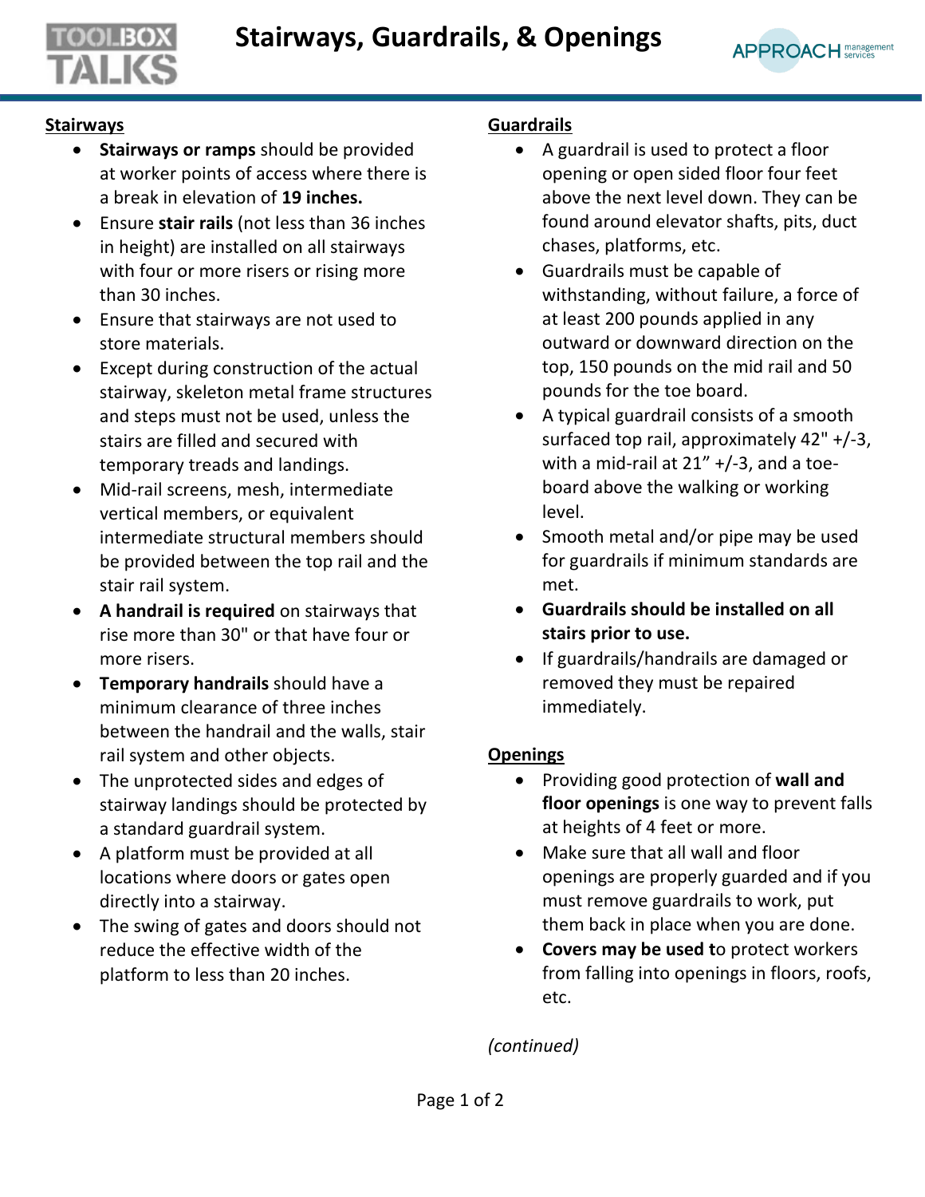# Stairways, Guardrails, & Openings

## Stairways

- **Stairways or ramps** should be provided at worker points of access where there is a break in elevation of **19 inches.**
- Ensure **stair rails** (not less than 36 inches in height) are installed on all stairways with four or more risers or rising more than 30 inches.
- Ensure that stairways are not used to store materials.
- Except during construction of the actual stairway, skeleton metal frame structures and steps must not be used, unless the stairs are filled and secured with temporary treads and landings.
- Mid-rail screens, mesh, intermediate vertical members, or equivalent intermediate structural members should be provided between the top rail and the stair rail system.
- **A handrail is required** on stairways that rise more than 30" or that have four or more risers.
- **Temporary handrails** should have a minimum clearance of three inches between the handrail and the walls, stair rail system and other objects.
- The unprotected sides and edges of stairway landings should be protected by a standard guardrail system.
- A platform must be provided at all locations where doors or gates open directly into a stairway.
- The swing of gates and doors should not reduce the effective width of the platform to less than 20 inches.

## Guardrails

- A guardrail is used to protect a floor opening or open sided floor four feet above the next level down. They can be found around elevator shafts, pits, duct chases, platforms, etc.
- Guardrails must be capable of withstanding, without failure, a force of at least 200 pounds applied in any outward or downward direction on the top, 150 pounds on the mid rail and 50 pounds for the toe board.
- A typical guardrail consists of a smooth surfaced top rail, approximately 42" +/-3, with a mid-rail at 21" +/-3, and a toe-board above the walking or working level.
- Smooth metal and/or pipe may be used for guardrails if minimum standards are met.
- **Guardrails should be installed on all stairs prior to use.**
- If guardrails/handrails are damaged or removed they must be repaired immediately.

## Openings

- Providing good protection of **wall and floor openings** is one way to prevent falls at heights of 4 feet or more.
- Make sure that all wall and floor openings are properly guarded and if you must remove guardrails to work, put them back in place when you are done.
- **Covers may be used t**o protect workers from falling into openings in floors, roofs, etc.

*(continued)*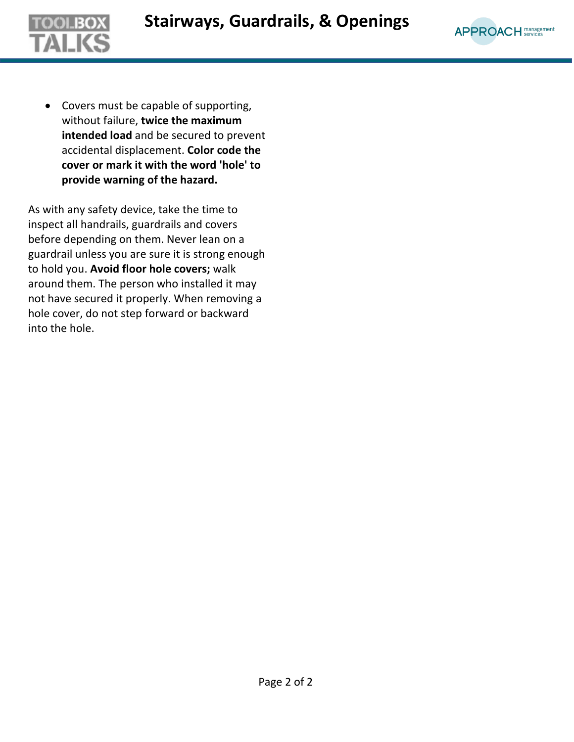- Covers must be capable of supporting, without failure, **twice the maximum intended load** and be secured to prevent accidental displacement. **Color code the cover or mark it with the word 'hole' to provide warning of the hazard.**

As with any safety device, take the time to inspect all handrails, guardrails and covers before depending on them. Never lean on a guardrail unless you are sure it is strong enough to hold you. **Avoid floor hole covers;** walk around them. The person who installed it may not have secured it properly. When removing a hole cover, do not step forward or backward into the hole.